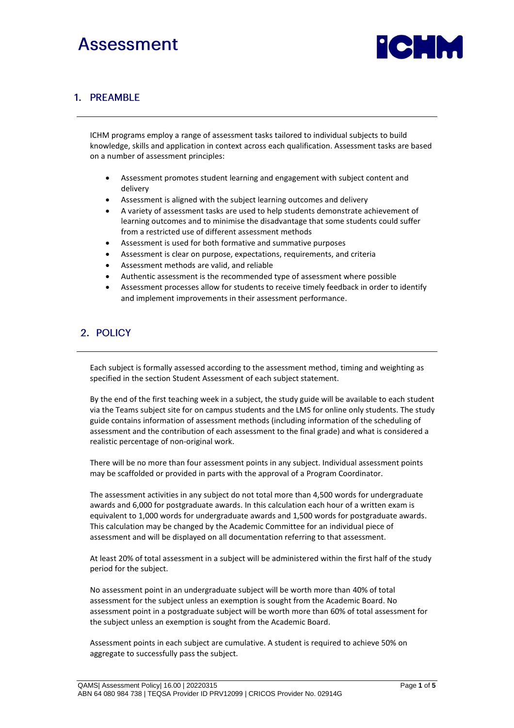# Assessment

## 1. PREAMBLE

ICHM programs employ a range of assessment tasks tailored to individual subjects to build knowledge, skills and application in context across each qualification. Assessment tasks are based on a number of assessment principles:

- Assessment promotes student learning and engagement with subject content and delivery
- Assessment is aligned with the subject learning outcomes and delivery
- A variety of assessment tasks are used to help students demonstrate achievement of learning outcomes and to minimise the disadvantage that some students could suffer from a restricted use of different assessment methods
- Assessment is used for both formative and summative purposes
- Assessment is clear on purpose, expectations, requirements, and criteria
- Assessment methods are valid, and reliable
- Authentic assessment is the recommended type of assessment where possible
- Assessment processes allow for students to receive timely feedback in order to identify and implement improvements in their assessment performance.

## 2. POLICY

Each subject is formally assessed according to the assessment method, timing and weighting as specified in the section Student Assessment of each subject statement.

By the end of the first teaching week in a subject, the study guide will be available to each student via the Teams subject site for on campus students and the LMS for online only students. The study guide contains information of assessment methods (including information of the scheduling of assessment and the contribution of each assessment to the final grade) and what is considered a realistic percentage of non-original work.

There will be no more than four assessment points in any subject. Individual assessment points may be scaffolded or provided in parts with the approval of a Program Coordinator.

The assessment activities in any subject do not total more than 4,500 words for undergraduate awards and 6,000 for postgraduate awards. In this calculation each hour of a written exam is equivalent to 1,000 words for undergraduate awards and 1,500 words for postgraduate awards. This calculation may be changed by the Academic Committee for an individual piece of assessment and will be displayed on all documentation referring to that assessment.

At least 20% of total assessment in a subject will be administered within the first half of the study period for the subject.

No assessment point in an undergraduate subject will be worth more than 40% of total assessment for the subject unless an exemption is sought from the Academic Board. No assessment point in a postgraduate subject will be worth more than 60% of total assessment for the subject unless an exemption is sought from the Academic Board.

Assessment points in each subject are cumulative. A student is required to achieve 50% on aggregate to successfully pass the subject.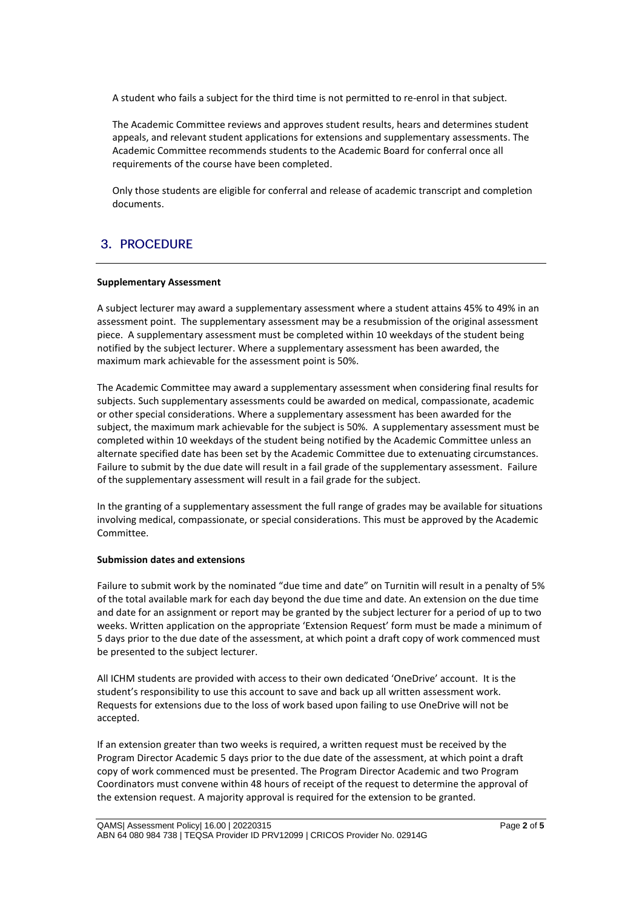A student who fails a subject for the third time is not permitted to re-enrol in that subject.

The Academic Committee reviews and approves student results, hears and determines student appeals, and relevant student applications for extensions and supplementary assessments. The Academic Committee recommends students to the Academic Board for conferral once all requirements of the course have been completed.

Only those students are eligible for conferral and release of academic transcript and completion documents.

## 3. PROCEDURE

**Supplementary Assessment**

A subject lecturer may award a supplementary assessment where a student attains 45% to 49% in an assessment point. The supplementary assessment may be a resubmission of the original assessment piece. A supplementary assessment must be completed within 10 weekdays of the student being notified by the subject lecturer. Where a supplementary assessment has been awarded, the maximum mark achievable for the assessment point is 50%.

The Academic Committee may award a supplementary assessment when considering final results for subjects. Such supplementary assessments could be awarded on medical, compassionate, academic or other special considerations. Where a supplementary assessment has been awarded for the subject, the maximum mark achievable for the subject is 50%. A supplementary assessment must be completed within 10 weekdays of the student being notified by the Academic Committee unless an alternate specified date has been set by the Academic Committee due to extenuating circumstances. Failure to submit by the due date will result in a fail grade of the supplementary assessment. Failure of the supplementary assessment will result in a fail grade for the subject.

In the granting of a supplementary assessment the full range of grades may be available for situations involving medical, compassionate, or special considerations. This must be approved by the Academic Committee.

**Submission dates and extensions**

Failure to submit work by the nominated "due time and date" on Turnitin will result in a penalty of 5% of the total available mark for each day beyond the due time and date. An extension on the due time and date for an assignment or report may be granted by the subject lecturer for a period of up to two weeks. Written application on the appropriate 'Extension Request' form must be made a minimum of 5 days prior to the due date of the assessment, at which point a draft copy of work commenced must be presented to the subject lecturer.

All ICHM students are provided with access to their own dedicated 'OneDrive' account. It is the student's responsibility to use this account to save and back up all written assessment work. Requests for extensions due to the loss of work based upon failing to use OneDrive will not be accepted.

If an extension greater than two weeks is required, a written request must be received by the Program Director Academic 5 days prior to the due date of the assessment, at which point a draft copy of work commenced must be presented. The Program Director Academic and two Program Coordinators must convene within 48 hours of receipt of the request to determine the approval of the extension request. A majority approval is required for the extension to be granted.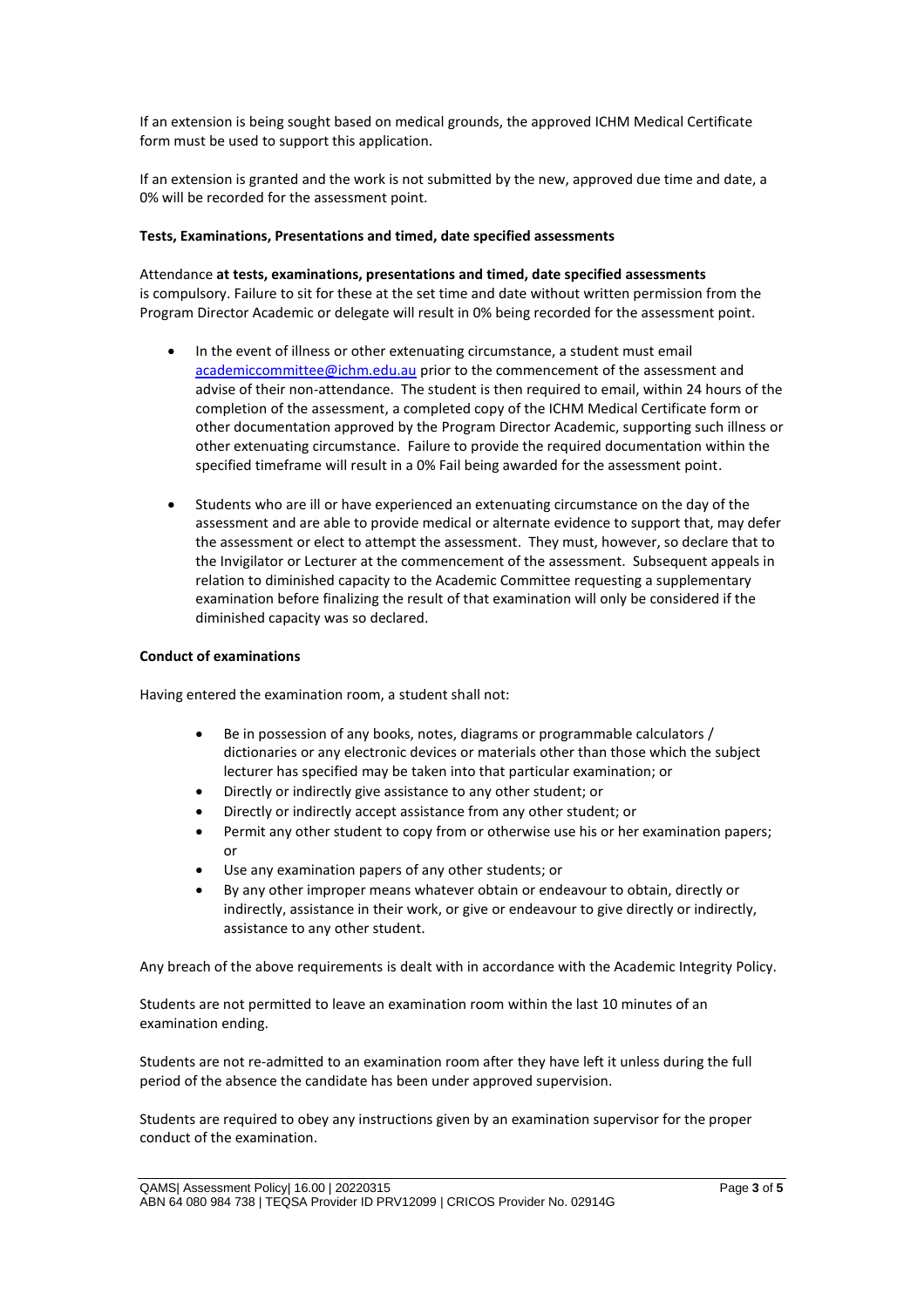If an extension is being sought based on medical grounds, the approved ICHM Medical Certificate form must be used to support this application.

If an extension is granted and the work is not submitted by the new, approved due time and date, a 0% will be recorded for the assessment point.

**Tests, Examinations, Presentations and timed, date specified assessments**

Attendance **at tests, examinations, presentations and timed, date specified assessments** is compulsory. Failure to sit for these at the set time and date without written permission from the Program Director Academic or delegate will result in 0% being recorded for the assessment point.

- In the event of illness or other extenuating circumstance, a student must email academiccommittee@ichm.edu.au prior to the commencement of the assessment and advise of their non-attendance. The student is then required to email, within 24 hours of the completion of the assessment, a completed copy of the ICHM Medical Certificate form or other documentation approved by the Program Director Academic, supporting such illness or other extenuating circumstance. Failure to provide the required documentation within the specified timeframe will result in a 0% Fail being awarded for the assessment point.

- Students who are ill or have experienced an extenuating circumstance on the day of the assessment and are able to provide medical or alternate evidence to support that, may defer the assessment or elect to attempt the assessment. They must, however, so declare that to the Invigilator or Lecturer at the commencement of the assessment. Subsequent appeals in relation to diminished capacity to the Academic Committee requesting a supplementary examination before finalizing the result of that examination will only be considered if the diminished capacity was so declared.

**Conduct of examinations**

Having entered the examination room, a student shall not:

- Be in possession of any books, notes, diagrams or programmable calculators / dictionaries or any electronic devices or materials other than those which the subject lecturer has specified may be taken into that particular examination; or
- Directly or indirectly give assistance to any other student; or
- Directly or indirectly accept assistance from any other student; or
- Permit any other student to copy from or otherwise use his or her examination papers; or
- Use any examination papers of any other students; or
- By any other improper means whatever obtain or endeavour to obtain, directly or indirectly, assistance in their work, or give or endeavour to give directly or indirectly, assistance to any other student.

Any breach of the above requirements is dealt with in accordance with the Academic Integrity Policy.

Students are not permitted to leave an examination room within the last 10 minutes of an examination ending.

Students are not re-admitted to an examination room after they have left it unless during the full period of the absence the candidate has been under approved supervision.

Students are required to obey any instructions given by an examination supervisor for the proper conduct of the examination.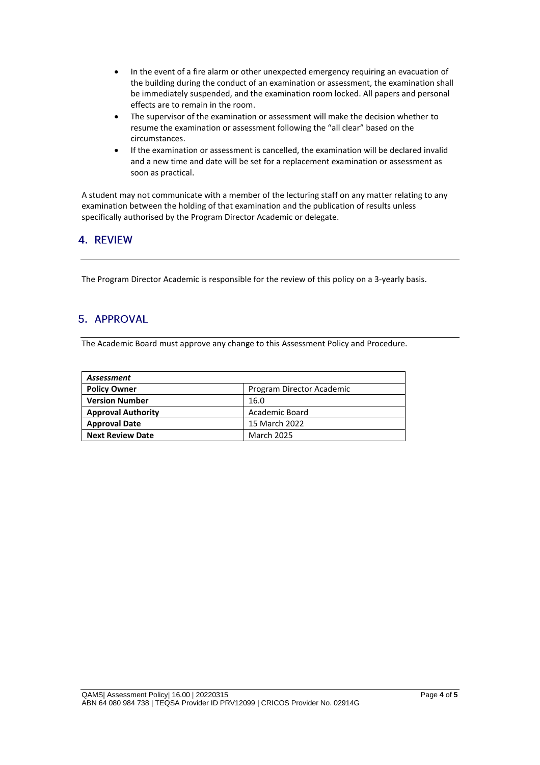- In the event of a fire alarm or other unexpected emergency requiring an evacuation of the building during the conduct of an examination or assessment, the examination shall be immediately suspended, and the examination room locked. All papers and personal effects are to remain in the room.
- The supervisor of the examination or assessment will make the decision whether to resume the examination or assessment following the "all clear" based on the circumstances.
- If the examination or assessment is cancelled, the examination will be declared invalid and a new time and date will be set for a replacement examination or assessment as soon as practical.

A student may not communicate with a member of the lecturing staff on any matter relating to any examination between the holding of that examination and the publication of results unless specifically authorised by the Program Director Academic or delegate.

## 4. REVIEW

The Program Director Academic is responsible for the review of this policy on a 3-yearly basis.

## 5. APPROVAL

The Academic Board must approve any change to this Assessment Policy and Procedure.

| *Assessment* | |
|---|---|
| **Policy Owner** | Program Director Academic |
| **Version Number** | 16.0 |
| **Approval Authority** | Academic Board |
| **Approval Date** | 15 March 2022 |
| **Next Review Date** | March 2025 |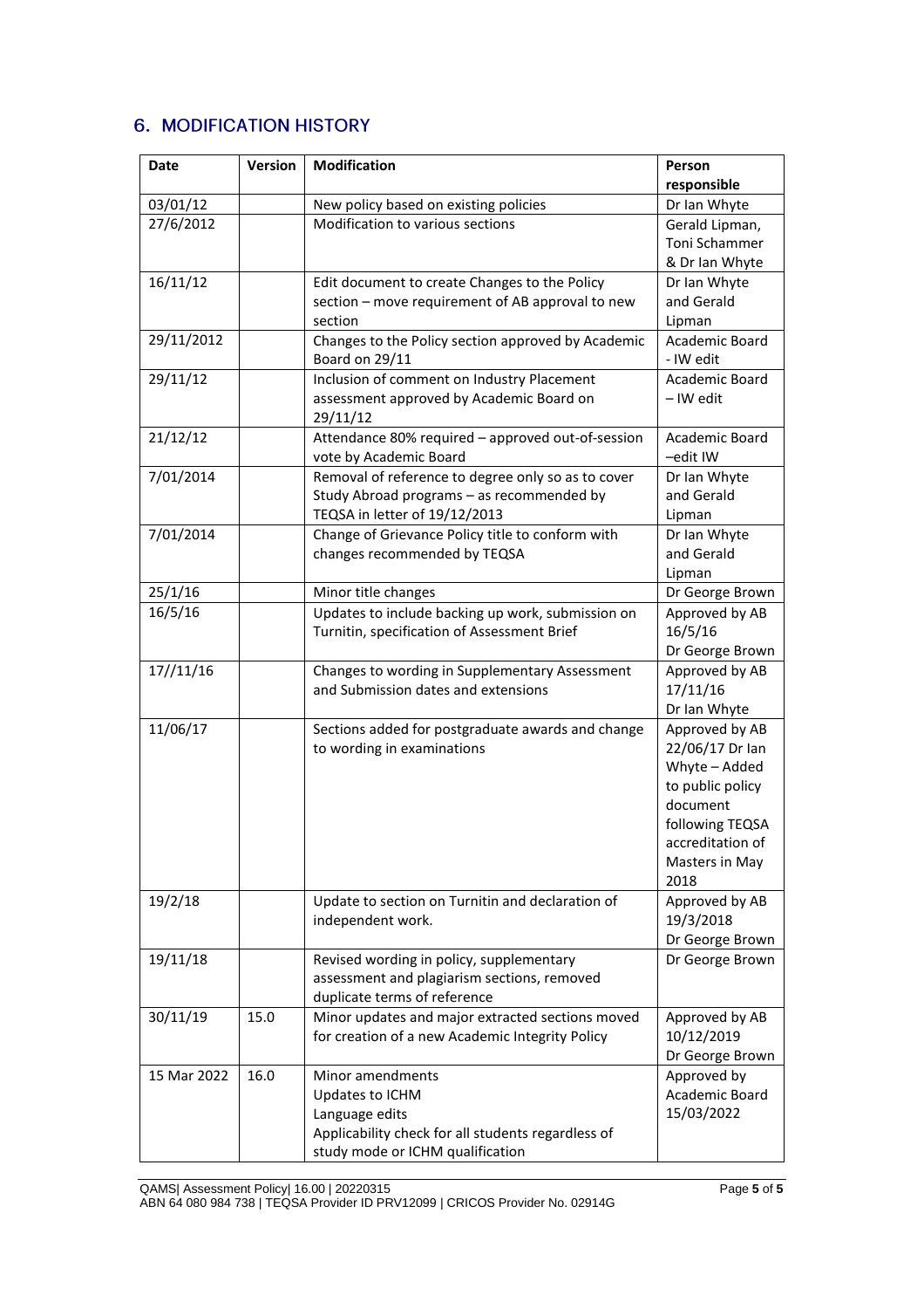## 6. MODIFICATION HISTORY

| Date | Version | Modification | Person responsible |
|---|---|---|---|
| 03/01/12 | | New policy based on existing policies | Dr Ian Whyte |
| 27/6/2012 | | Modification to various sections | Gerald Lipman, Toni Schammer & Dr Ian Whyte |
| 16/11/12 | | Edit document to create Changes to the Policy section – move requirement of AB approval to new section | Dr Ian Whyte and Gerald Lipman |
| 29/11/2012 | | Changes to the Policy section approved by Academic Board on 29/11 | Academic Board - IW edit |
| 29/11/12 | | Inclusion of comment on Industry Placement assessment approved by Academic Board on 29/11/12 | Academic Board – IW edit |
| 21/12/12 | | Attendance 80% required – approved out-of-session vote by Academic Board | Academic Board –edit IW |
| 7/01/2014 | | Removal of reference to degree only so as to cover Study Abroad programs – as recommended by TEQSA in letter of 19/12/2013 | Dr Ian Whyte and Gerald Lipman |
| 7/01/2014 | | Change of Grievance Policy title to conform with changes recommended by TEQSA | Dr Ian Whyte and Gerald Lipman |
| 25/1/16 | | Minor title changes | Dr George Brown |
| 16/5/16 | | Updates to include backing up work, submission on Turnitin, specification of Assessment Brief | Approved by AB 16/5/16 Dr George Brown |
| 17//11/16 | | Changes to wording in Supplementary Assessment and Submission dates and extensions | Approved by AB 17/11/16 Dr Ian Whyte |
| 11/06/17 | | Sections added for postgraduate awards and change to wording in examinations | Approved by AB 22/06/17 Dr Ian Whyte – Added to public policy document following TEQSA accreditation of Masters in May 2018 |
| 19/2/18 | | Update to section on Turnitin and declaration of independent work. | Approved by AB 19/3/2018 Dr George Brown |
| 19/11/18 | | Revised wording in policy, supplementary assessment and plagiarism sections, removed duplicate terms of reference | Dr George Brown |
| 30/11/19 | 15.0 | Minor updates and major extracted sections moved for creation of a new Academic Integrity Policy | Approved by AB 10/12/2019 Dr George Brown |
| 15 Mar 2022 | 16.0 | Minor amendments<br>Updates to ICHM<br>Language edits<br>Applicability check for all students regardless of study mode or ICHM qualification | Approved by Academic Board 15/03/2022 |

QAMS| Assessment Policy| 16.00 | 20220315
ABN 64 080 984 738 | TEQSA Provider ID PRV12099 | CRICOS Provider No. 02914G